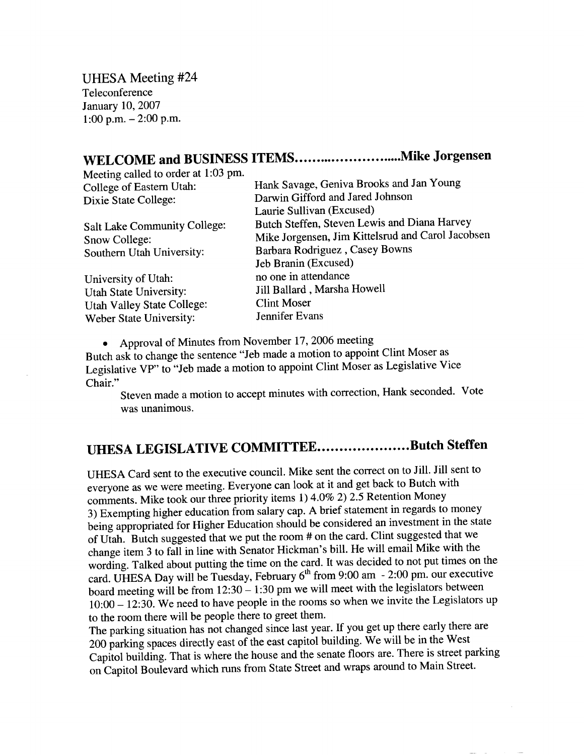UHESA Meeting #24
Teleconference
January 10, 2007
1:00 p.m. – 2:00 p.m.

## WELCOME and BUSINESS ITEMS……………………Mike Jorgensen

Meeting called to order at 1:03 pm.

| | |
|---|---|
| College of Eastern Utah: | Hank Savage, Geniva Brooks and Jan Young |
| Dixie State College: | Darwin Gifford and Jared Johnson<br>Laurie Sullivan (Excused) |
| Salt Lake Community College: | Butch Steffen, Steven Lewis and Diana Harvey |
| Snow College: | Mike Jorgensen, Jim Kittelsrud and Carol Jacobsen |
| Southern Utah University: | Barbara Rodriguez , Casey Bowns<br>Jeb Branin (Excused) |
| University of Utah: | no one in attendance |
| Utah State University: | Jill Ballard , Marsha Howell |
| Utah Valley State College: | Clint Moser |
| Weber State University: | Jennifer Evans |

- Approval of Minutes from November 17, 2006 meeting

Butch ask to change the sentence "Jeb made a motion to appoint Clint Moser as Legislative VP" to "Jeb made a motion to appoint Clint Moser as Legislative Vice Chair."

Steven made a motion to accept minutes with correction, Hank seconded. Vote was unanimous.

## UHESA LEGISLATIVE COMMITTEE…………………Butch Steffen

UHESA Card sent to the executive council. Mike sent the correct on to Jill. Jill sent to everyone as we were meeting. Everyone can look at it and get back to Butch with comments. Mike took our three priority items 1) 4.0% 2) 2.5 Retention Money 3) Exempting higher education from salary cap. A brief statement in regards to money being appropriated for Higher Education should be considered an investment in the state of Utah. Butch suggested that we put the room # on the card. Clint suggested that we change item 3 to fall in line with Senator Hickman's bill. He will email Mike with the wording. Talked about putting the time on the card. It was decided to not put times on the card. UHESA Day will be Tuesday, February 6th from 9:00 am - 2:00 pm. our executive board meeting will be from 12:30 – 1:30 pm we will meet with the legislators between 10:00 – 12:30. We need to have people in the rooms so when we invite the Legislators up to the room there will be people there to greet them.

The parking situation has not changed since last year. If you get up there early there are 200 parking spaces directly east of the east capitol building. We will be in the West Capitol building. That is where the house and the senate floors are. There is street parking on Capitol Boulevard which runs from State Street and wraps around to Main Street.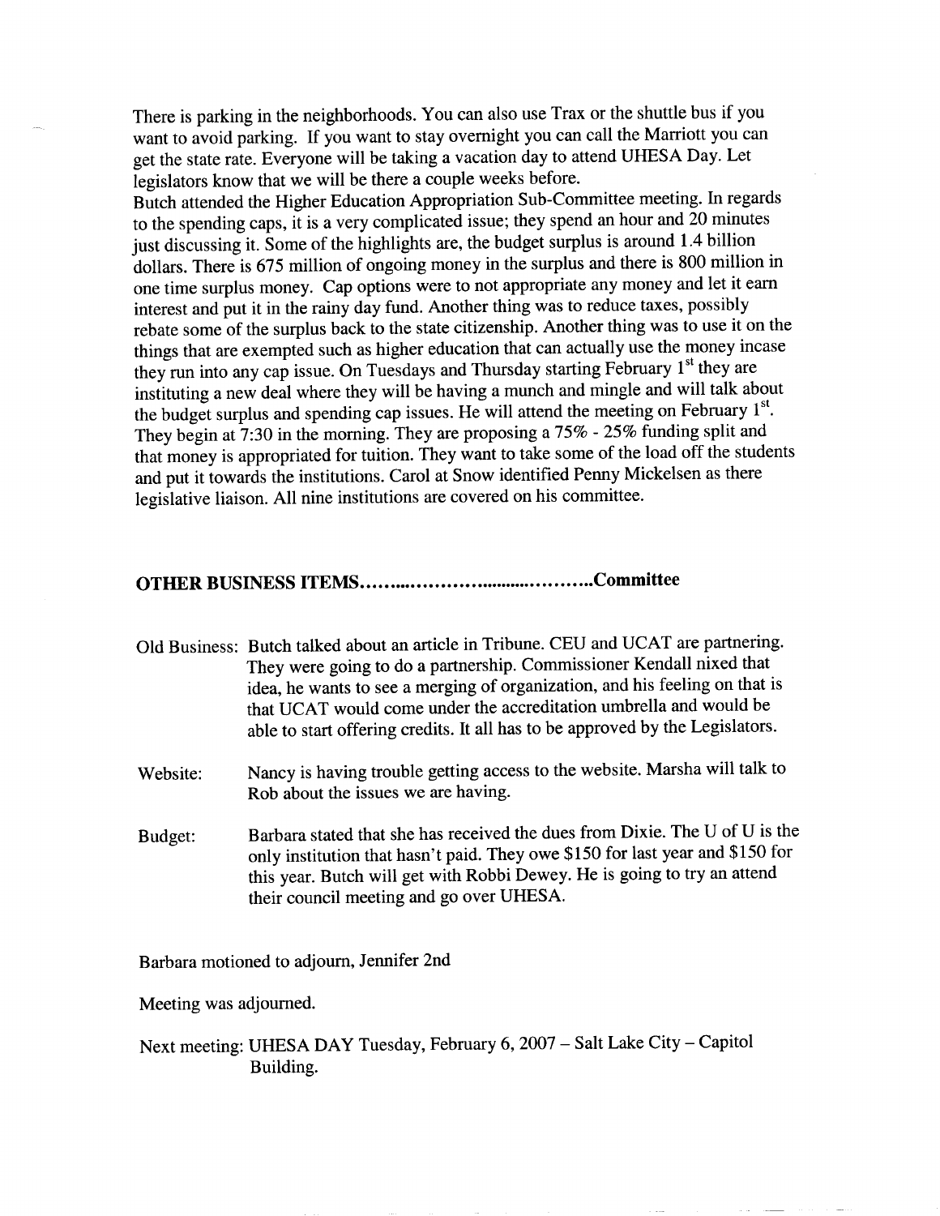There is parking in the neighborhoods. You can also use Trax or the shuttle bus if you want to avoid parking. If you want to stay overnight you can call the Marriott you can get the state rate. Everyone will be taking a vacation day to attend UHESA Day. Let legislators know that we will be there a couple weeks before.

Butch attended the Higher Education Appropriation Sub-Committee meeting. In regards to the spending caps, it is a very complicated issue; they spend an hour and 20 minutes just discussing it. Some of the highlights are, the budget surplus is around 1.4 billion dollars. There is 675 million of ongoing money in the surplus and there is 800 million in one time surplus money. Cap options were to not appropriate any money and let it earn interest and put it in the rainy day fund. Another thing was to reduce taxes, possibly rebate some of the surplus back to the state citizenship. Another thing was to use it on the things that are exempted such as higher education that can actually use the money incase they run into any cap issue. On Tuesdays and Thursday starting February 1st they are instituting a new deal where they will be having a munch and mingle and will talk about the budget surplus and spending cap issues. He will attend the meeting on February 1st. They begin at 7:30 in the morning. They are proposing a 75% - 25% funding split and that money is appropriated for tuition. They want to take some of the load off the students and put it towards the institutions. Carol at Snow identified Penny Mickelsen as there legislative liaison. All nine institutions are covered on his committee.

## OTHER BUSINESS ITEMS……………………………………Committee

Old Business: Butch talked about an article in Tribune. CEU and UCAT are partnering. They were going to do a partnership. Commissioner Kendall nixed that idea, he wants to see a merging of organization, and his feeling on that is that UCAT would come under the accreditation umbrella and would be able to start offering credits. It all has to be approved by the Legislators.

Website: Nancy is having trouble getting access to the website. Marsha will talk to Rob about the issues we are having.

Budget: Barbara stated that she has received the dues from Dixie. The U of U is the only institution that hasn't paid. They owe $150 for last year and $150 for this year. Butch will get with Robbi Dewey. He is going to try an attend their council meeting and go over UHESA.

Barbara motioned to adjourn, Jennifer 2nd

Meeting was adjourned.

Next meeting: UHESA DAY Tuesday, February 6, 2007 – Salt Lake City – Capitol Building.